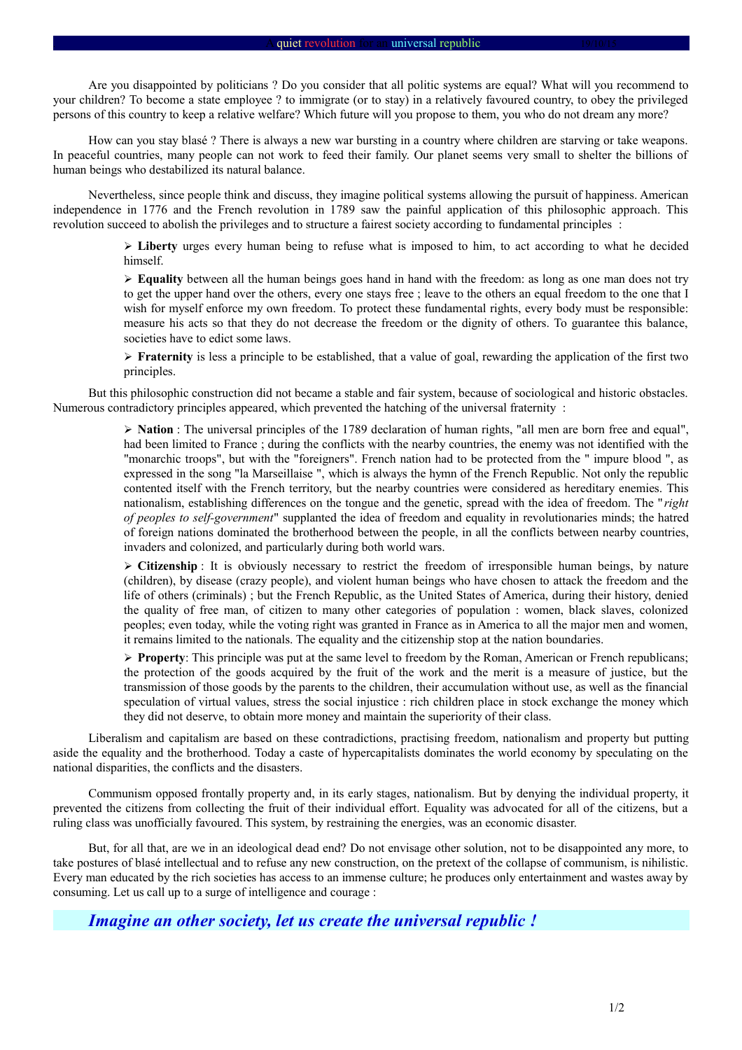Are you disappointed by politicians ? Do you consider that all politic systems are equal? What will you recommend to your children? To become a state employee ? to immigrate (or to stay) in a relatively favoured country, to obey the privileged persons of this country to keep a relative welfare? Which future will you propose to them, you who do not dream any more?

How can you stay blasé ? There is always a new war bursting in a country where children are starving or take weapons. In peaceful countries, many people can not work to feed their family. Our planet seems very small to shelter the billions of human beings who destabilized its natural balance.

Nevertheless, since people think and discuss, they imagine political systems allowing the pursuit of happiness. American independence in 1776 and the French revolution in 1789 saw the painful application of this philosophic approach. This revolution succeed to abolish the privileges and to structure a fairest society according to fundamental principles :

- **Liberty** urges every human being to refuse what is imposed to him, to act according to what he decided himself.
- **Equality** between all the human beings goes hand in hand with the freedom: as long as one man does not try to get the upper hand over the others, every one stays free ; leave to the others an equal freedom to the one that I wish for myself enforce my own freedom. To protect these fundamental rights, every body must be responsible: measure his acts so that they do not decrease the freedom or the dignity of others. To guarantee this balance, societies have to edict some laws.
- **Fraternity** is less a principle to be established, that a value of goal, rewarding the application of the first two principles.

But this philosophic construction did not became a stable and fair system, because of sociological and historic obstacles. Numerous contradictory principles appeared, which prevented the hatching of the universal fraternity :

- **Nation** : The universal principles of the 1789 declaration of human rights, "all men are born free and equal", had been limited to France ; during the conflicts with the nearby countries, the enemy was not identified with the "monarchic troops", but with the "foreigners". French nation had to be protected from the " impure blood ", as expressed in the song "la Marseillaise ", which is always the hymn of the French Republic. Not only the republic contented itself with the French territory, but the nearby countries were considered as hereditary enemies. This nationalism, establishing differences on the tongue and the genetic, spread with the idea of freedom. The "*right of peoples to self-government*" supplanted the idea of freedom and equality in revolutionaries minds; the hatred of foreign nations dominated the brotherhood between the people, in all the conflicts between nearby countries, invaders and colonized, and particularly during both world wars.
- **Citizenship** : It is obviously necessary to restrict the freedom of irresponsible human beings, by nature (children), by disease (crazy people), and violent human beings who have chosen to attack the freedom and the life of others (criminals) ; but the French Republic, as the United States of America, during their history, denied the quality of free man, of citizen to many other categories of population : women, black slaves, colonized peoples; even today, while the voting right was granted in France as in America to all the major men and women, it remains limited to the nationals. The equality and the citizenship stop at the nation boundaries.
- **Property**: This principle was put at the same level to freedom by the Roman, American or French republicans; the protection of the goods acquired by the fruit of the work and the merit is a measure of justice, but the transmission of those goods by the parents to the children, their accumulation without use, as well as the financial speculation of virtual values, stress the social injustice : rich children place in stock exchange the money which they did not deserve, to obtain more money and maintain the superiority of their class.

Liberalism and capitalism are based on these contradictions, practising freedom, nationalism and property but putting aside the equality and the brotherhood. Today a caste of hypercapitalists dominates the world economy by speculating on the national disparities, the conflicts and the disasters.

Communism opposed frontally property and, in its early stages, nationalism. But by denying the individual property, it prevented the citizens from collecting the fruit of their individual effort. Equality was advocated for all of the citizens, but a ruling class was unofficially favoured. This system, by restraining the energies, was an economic disaster.

But, for all that, are we in an ideological dead end? Do not envisage other solution, not to be disappointed any more, to take postures of blasé intellectual and to refuse any new construction, on the pretext of the collapse of communism, is nihilistic. Every man educated by the rich societies has access to an immense culture; he produces only entertainment and wastes away by consuming. Let us call up to a surge of intelligence and courage :

***Imagine an other society, let us create the universal republic !***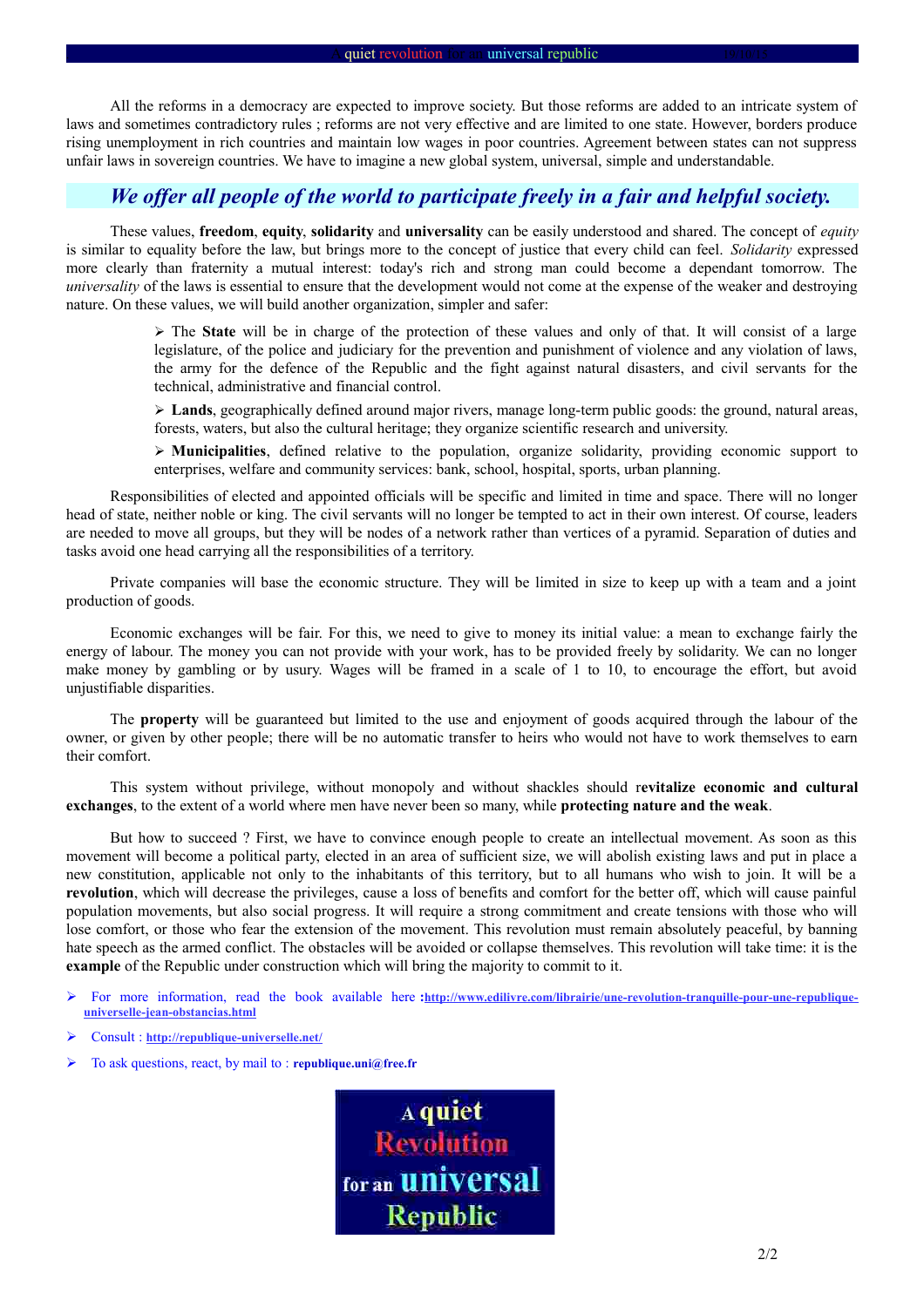All the reforms in a democracy are expected to improve society. But those reforms are added to an intricate system of laws and sometimes contradictory rules ; reforms are not very effective and are limited to one state. However, borders produce rising unemployment in rich countries and maintain low wages in poor countries. Agreement between states can not suppress unfair laws in sovereign countries. We have to imagine a new global system, universal, simple and understandable.

## *We offer all people of the world to participate freely in a fair and helpful society.*

These values, **freedom**, **equity**, **solidarity** and **universality** can be easily understood and shared. The concept of *equity* is similar to equality before the law, but brings more to the concept of justice that every child can feel. *Solidarity* expressed more clearly than fraternity a mutual interest: today's rich and strong man could become a dependant tomorrow. The *universality* of the laws is essential to ensure that the development would not come at the expense of the weaker and destroying nature. On these values, we will build another organization, simpler and safer:

- The **State** will be in charge of the protection of these values and only of that. It will consist of a large legislature, of the police and judiciary for the prevention and punishment of violence and any violation of laws, the army for the defence of the Republic and the fight against natural disasters, and civil servants for the technical, administrative and financial control.
- **Lands**, geographically defined around major rivers, manage long-term public goods: the ground, natural areas, forests, waters, but also the cultural heritage; they organize scientific research and university.
- **Municipalities**, defined relative to the population, organize solidarity, providing economic support to enterprises, welfare and community services: bank, school, hospital, sports, urban planning.

Responsibilities of elected and appointed officials will be specific and limited in time and space. There will no longer head of state, neither noble or king. The civil servants will no longer be tempted to act in their own interest. Of course, leaders are needed to move all groups, but they will be nodes of a network rather than vertices of a pyramid. Separation of duties and tasks avoid one head carrying all the responsibilities of a territory.

Private companies will base the economic structure. They will be limited in size to keep up with a team and a joint production of goods.

Economic exchanges will be fair. For this, we need to give to money its initial value: a mean to exchange fairly the energy of labour. The money you can not provide with your work, has to be provided freely by solidarity. We can no longer make money by gambling or by usury. Wages will be framed in a scale of 1 to 10, to encourage the effort, but avoid unjustifiable disparities.

The **property** will be guaranteed but limited to the use and enjoyment of goods acquired through the labour of the owner, or given by other people; there will be no automatic transfer to heirs who would not have to work themselves to earn their comfort.

This system without privilege, without monopoly and without shackles should r**evitalize economic and cultural exchanges**, to the extent of a world where men have never been so many, while **protecting nature and the weak**.

But how to succeed ? First, we have to convince enough people to create an intellectual movement. As soon as this movement will become a political party, elected in an area of sufficient size, we will abolish existing laws and put in place a new constitution, applicable not only to the inhabitants of this territory, but to all humans who wish to join. It will be a **revolution**, which will decrease the privileges, cause a loss of benefits and comfort for the better off, which will cause painful population movements, but also social progress. It will require a strong commitment and create tensions with those who will lose comfort, or those who fear the extension of the movement. This revolution must remain absolutely peaceful, by banning hate speech as the armed conflict. The obstacles will be avoided or collapse themselves. This revolution will take time: it is the **example** of the Republic under construction which will bring the majority to commit to it.

- For more information, read the book available here :**http://www.edilivre.com/librairie/une-revolution-tranquille-pour-une-republique-universelle-jean-obstancias.html**
- Consult : **http://republique-universelle.net/**
- To ask questions, react, by mail to : **republique.uni@free.fr**

A quiet Revolution for an universal Republic